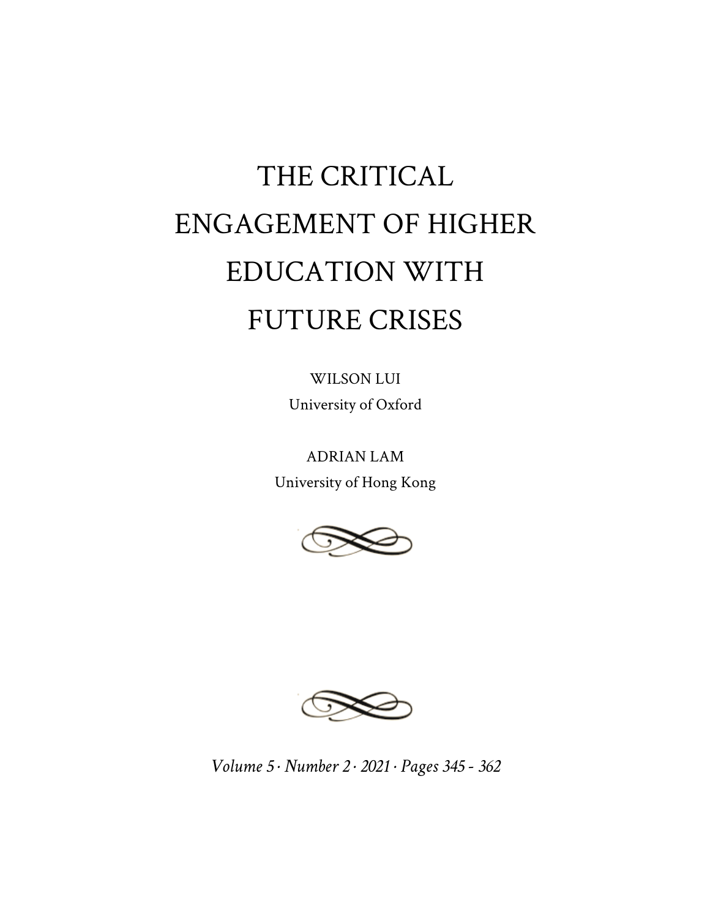# THE CRITICAL ENGAGEMENT OF HIGHER EDUCATION WITH FUTURE CRISES

WILSON LUI
University of Oxford

ADRIAN LAM
University of Hong Kong

*Volume 5 · Number 2 · 2021 · Pages 345 - 362*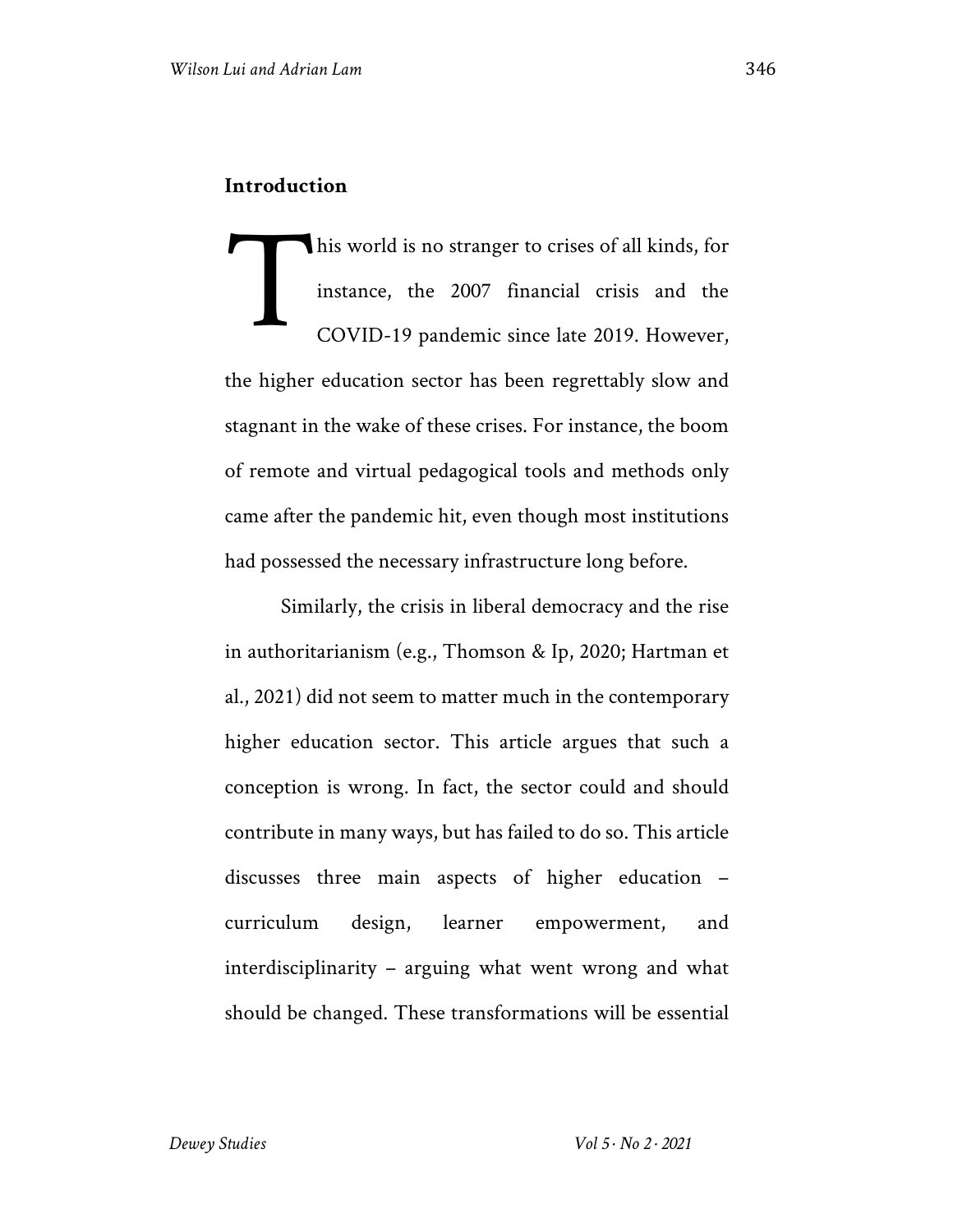## Introduction

This world is no stranger to crises of all kinds, for instance, the 2007 financial crisis and the COVID-19 pandemic since late 2019. However, the higher education sector has been regrettably slow and stagnant in the wake of these crises. For instance, the boom of remote and virtual pedagogical tools and methods only came after the pandemic hit, even though most institutions had possessed the necessary infrastructure long before.

Similarly, the crisis in liberal democracy and the rise in authoritarianism (e.g., Thomson & Ip, 2020; Hartman et al., 2021) did not seem to matter much in the contemporary higher education sector. This article argues that such a conception is wrong. In fact, the sector could and should contribute in many ways, but has failed to do so. This article discusses three main aspects of higher education – curriculum design, learner empowerment, and interdisciplinarity – arguing what went wrong and what should be changed. These transformations will be essential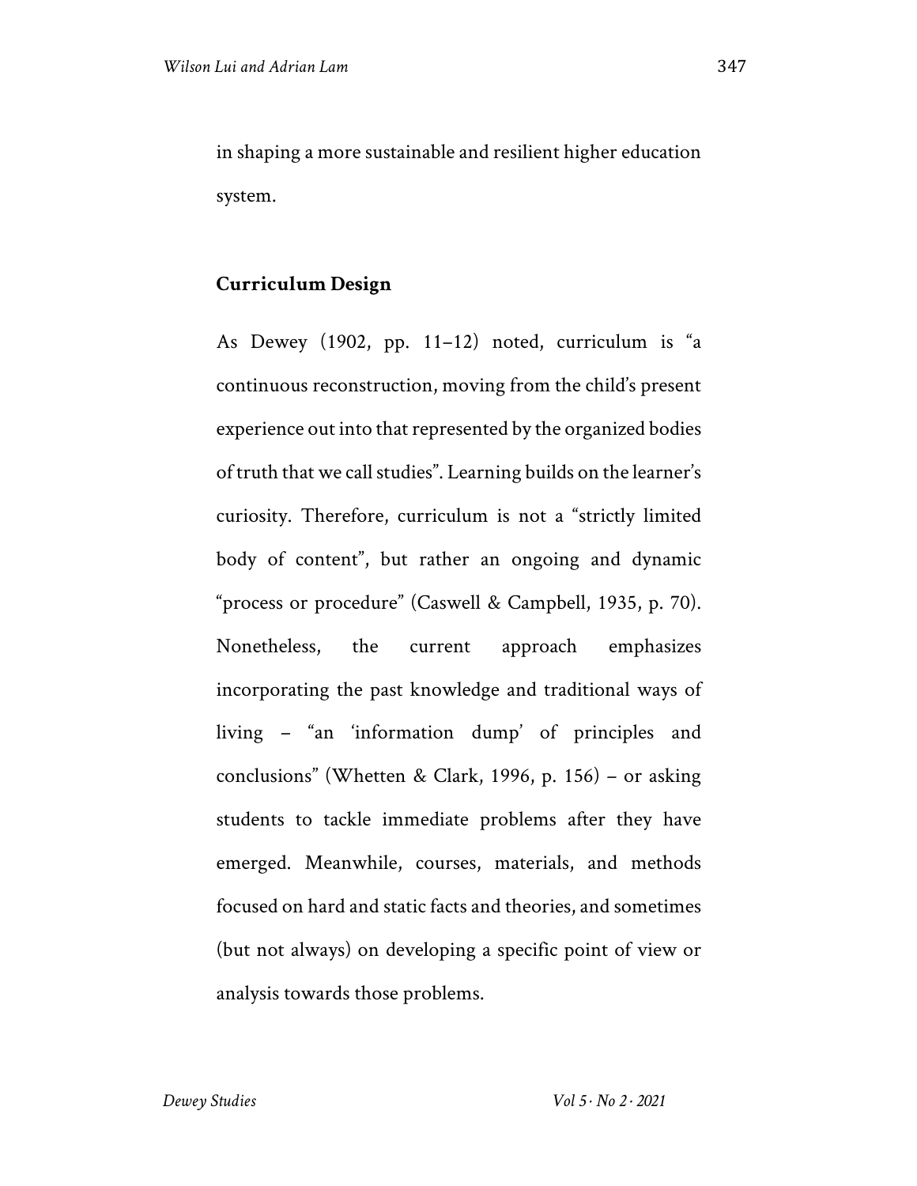in shaping a more sustainable and resilient higher education system.

## Curriculum Design

As Dewey (1902, pp. 11–12) noted, curriculum is "a continuous reconstruction, moving from the child's present experience out into that represented by the organized bodies of truth that we call studies". Learning builds on the learner's curiosity. Therefore, curriculum is not a "strictly limited body of content", but rather an ongoing and dynamic "process or procedure" (Caswell & Campbell, 1935, p. 70). Nonetheless, the current approach emphasizes incorporating the past knowledge and traditional ways of living – "an 'information dump' of principles and conclusions" (Whetten & Clark, 1996, p. 156) – or asking students to tackle immediate problems after they have emerged. Meanwhile, courses, materials, and methods focused on hard and static facts and theories, and sometimes (but not always) on developing a specific point of view or analysis towards those problems.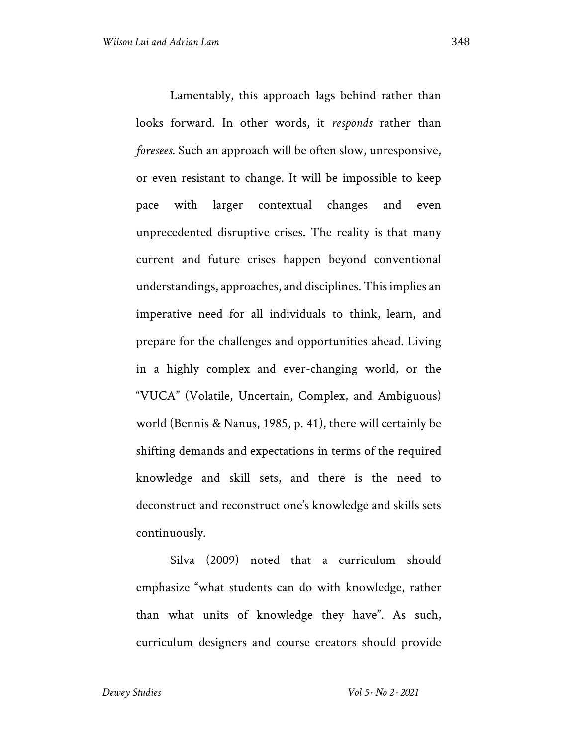Lamentably, this approach lags behind rather than looks forward. In other words, it *responds* rather than *foresees*. Such an approach will be often slow, unresponsive, or even resistant to change. It will be impossible to keep pace with larger contextual changes and even unprecedented disruptive crises. The reality is that many current and future crises happen beyond conventional understandings, approaches, and disciplines. This implies an imperative need for all individuals to think, learn, and prepare for the challenges and opportunities ahead. Living in a highly complex and ever-changing world, or the "VUCA" (Volatile, Uncertain, Complex, and Ambiguous) world (Bennis & Nanus, 1985, p. 41), there will certainly be shifting demands and expectations in terms of the required knowledge and skill sets, and there is the need to deconstruct and reconstruct one's knowledge and skills sets continuously.

Silva (2009) noted that a curriculum should emphasize "what students can do with knowledge, rather than what units of knowledge they have". As such, curriculum designers and course creators should provide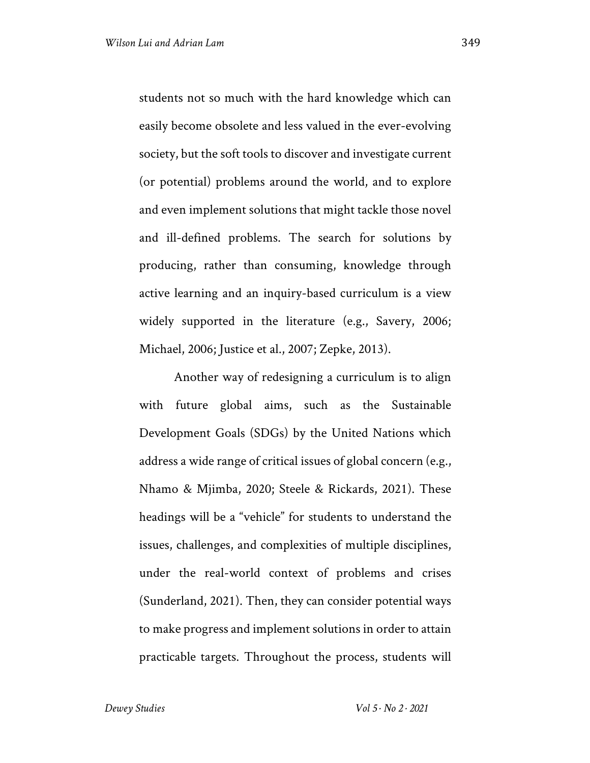students not so much with the hard knowledge which can easily become obsolete and less valued in the ever-evolving society, but the soft tools to discover and investigate current (or potential) problems around the world, and to explore and even implement solutions that might tackle those novel and ill-defined problems. The search for solutions by producing, rather than consuming, knowledge through active learning and an inquiry-based curriculum is a view widely supported in the literature (e.g., Savery, 2006; Michael, 2006; Justice et al., 2007; Zepke, 2013).

Another way of redesigning a curriculum is to align with future global aims, such as the Sustainable Development Goals (SDGs) by the United Nations which address a wide range of critical issues of global concern (e.g., Nhamo & Mjimba, 2020; Steele & Rickards, 2021). These headings will be a "vehicle" for students to understand the issues, challenges, and complexities of multiple disciplines, under the real-world context of problems and crises (Sunderland, 2021). Then, they can consider potential ways to make progress and implement solutions in order to attain practicable targets. Throughout the process, students will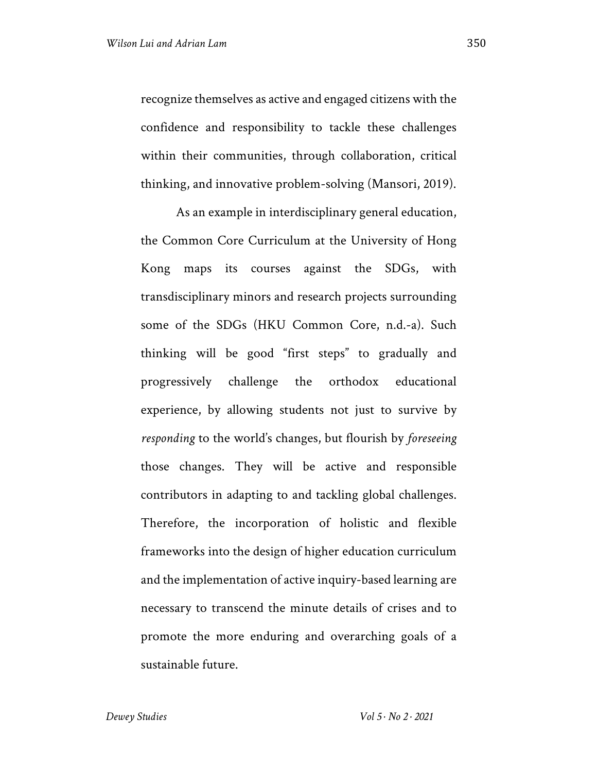recognize themselves as active and engaged citizens with the confidence and responsibility to tackle these challenges within their communities, through collaboration, critical thinking, and innovative problem-solving (Mansori, 2019).

As an example in interdisciplinary general education, the Common Core Curriculum at the University of Hong Kong maps its courses against the SDGs, with transdisciplinary minors and research projects surrounding some of the SDGs (HKU Common Core, n.d.-a). Such thinking will be good "first steps" to gradually and progressively challenge the orthodox educational experience, by allowing students not just to survive by *responding* to the world's changes, but flourish by *foreseeing* those changes. They will be active and responsible contributors in adapting to and tackling global challenges. Therefore, the incorporation of holistic and flexible frameworks into the design of higher education curriculum and the implementation of active inquiry-based learning are necessary to transcend the minute details of crises and to promote the more enduring and overarching goals of a sustainable future.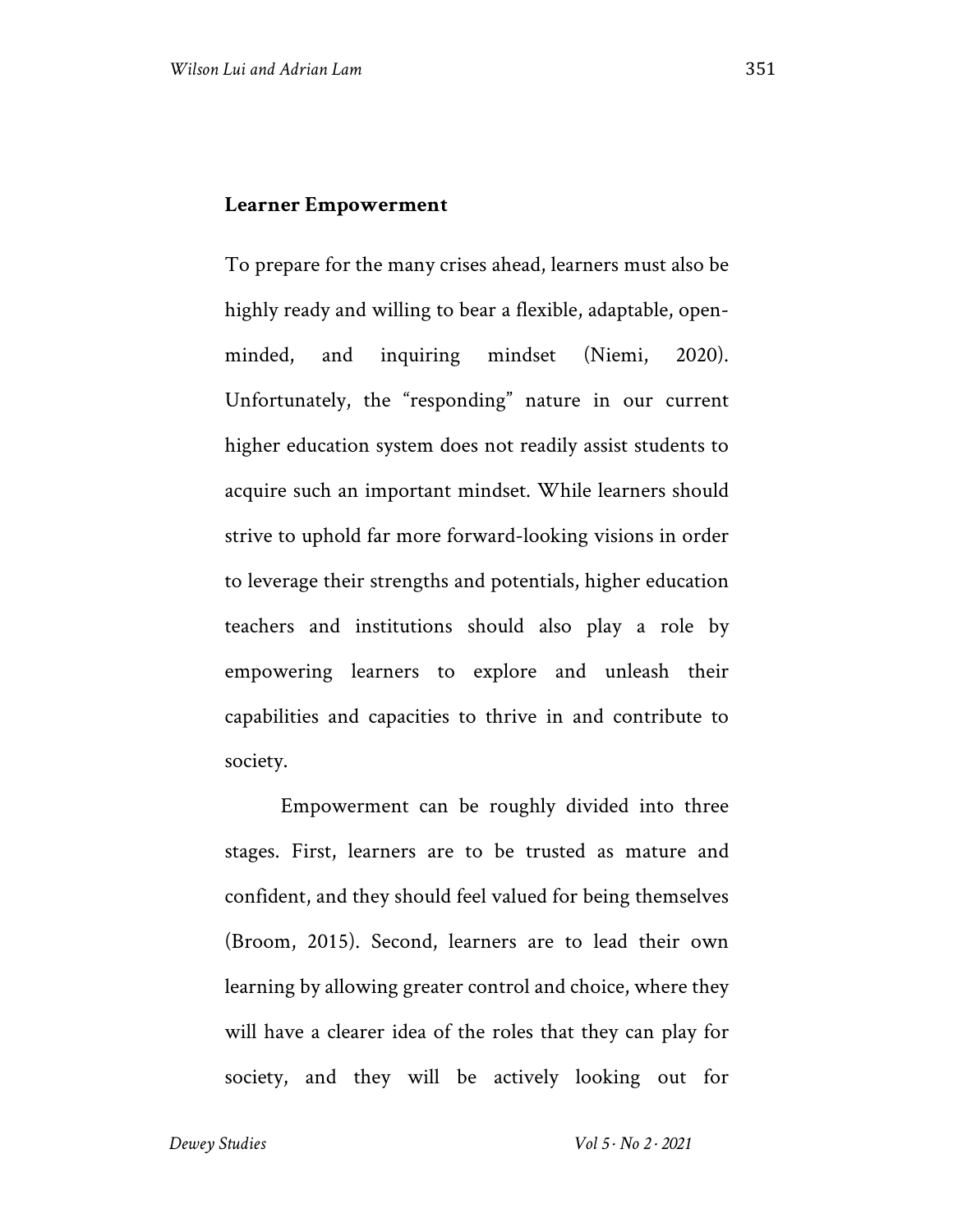**Learner Empowerment**

To prepare for the many crises ahead, learners must also be highly ready and willing to bear a flexible, adaptable, open-minded, and inquiring mindset (Niemi, 2020). Unfortunately, the "responding" nature in our current higher education system does not readily assist students to acquire such an important mindset. While learners should strive to uphold far more forward-looking visions in order to leverage their strengths and potentials, higher education teachers and institutions should also play a role by empowering learners to explore and unleash their capabilities and capacities to thrive in and contribute to society.

Empowerment can be roughly divided into three stages. First, learners are to be trusted as mature and confident, and they should feel valued for being themselves (Broom, 2015). Second, learners are to lead their own learning by allowing greater control and choice, where they will have a clearer idea of the roles that they can play for society, and they will be actively looking out for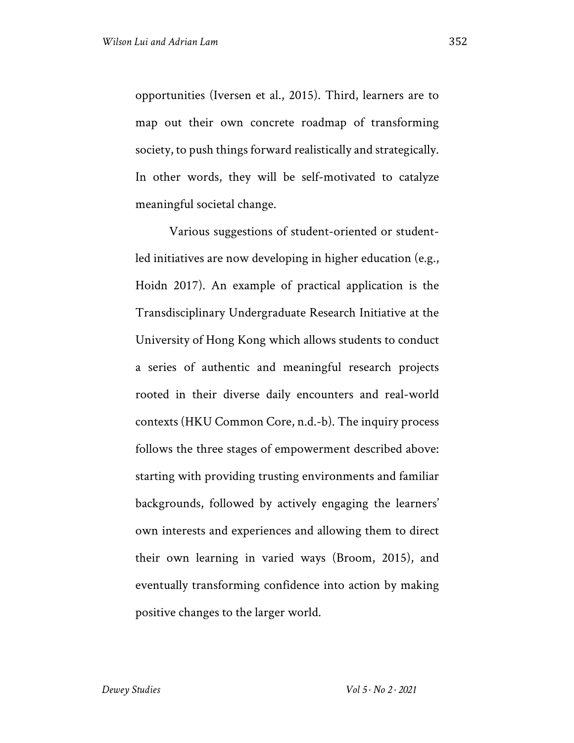opportunities (Iversen et al., 2015). Third, learners are to map out their own concrete roadmap of transforming society, to push things forward realistically and strategically. In other words, they will be self-motivated to catalyze meaningful societal change.

Various suggestions of student-oriented or student-led initiatives are now developing in higher education (e.g., Hoidn 2017). An example of practical application is the Transdisciplinary Undergraduate Research Initiative at the University of Hong Kong which allows students to conduct a series of authentic and meaningful research projects rooted in their diverse daily encounters and real-world contexts (HKU Common Core, n.d.-b). The inquiry process follows the three stages of empowerment described above: starting with providing trusting environments and familiar backgrounds, followed by actively engaging the learners' own interests and experiences and allowing them to direct their own learning in varied ways (Broom, 2015), and eventually transforming confidence into action by making positive changes to the larger world.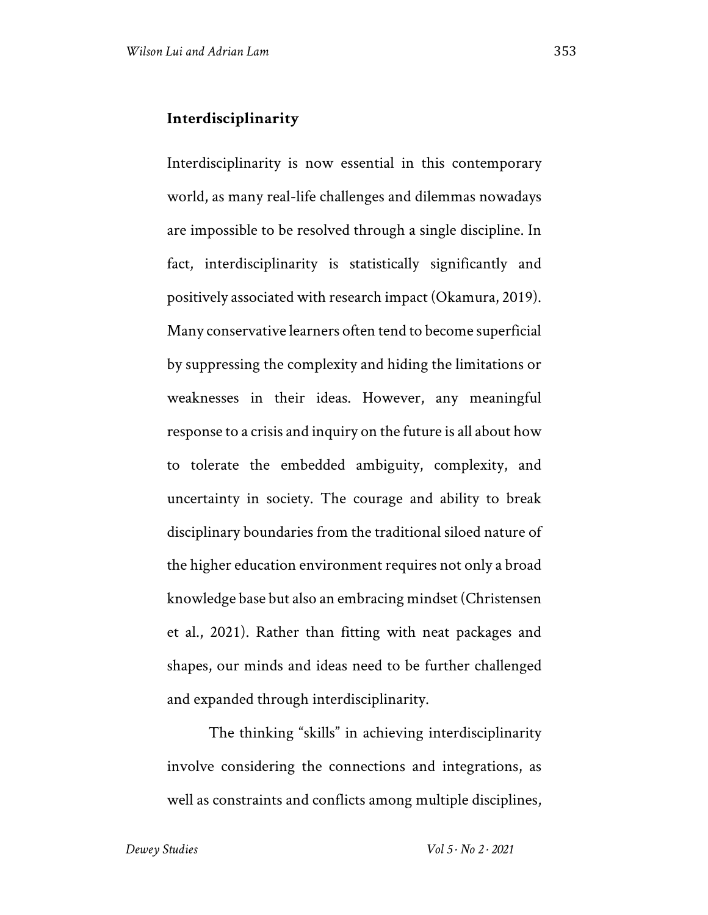## Interdisciplinarity

Interdisciplinarity is now essential in this contemporary world, as many real-life challenges and dilemmas nowadays are impossible to be resolved through a single discipline. In fact, interdisciplinarity is statistically significantly and positively associated with research impact (Okamura, 2019). Many conservative learners often tend to become superficial by suppressing the complexity and hiding the limitations or weaknesses in their ideas. However, any meaningful response to a crisis and inquiry on the future is all about how to tolerate the embedded ambiguity, complexity, and uncertainty in society. The courage and ability to break disciplinary boundaries from the traditional siloed nature of the higher education environment requires not only a broad knowledge base but also an embracing mindset (Christensen et al., 2021). Rather than fitting with neat packages and shapes, our minds and ideas need to be further challenged and expanded through interdisciplinarity.

The thinking "skills" in achieving interdisciplinarity involve considering the connections and integrations, as well as constraints and conflicts among multiple disciplines,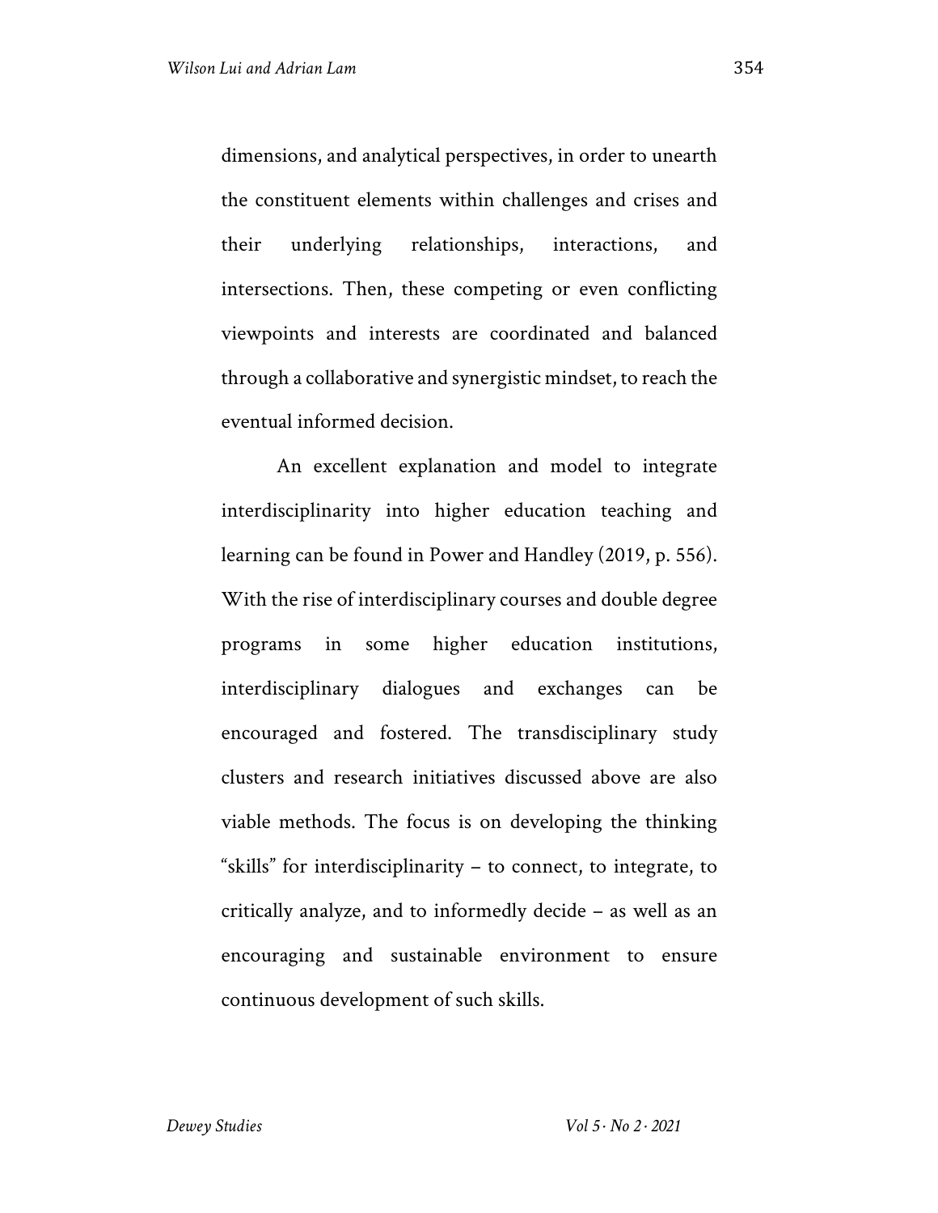dimensions, and analytical perspectives, in order to unearth the constituent elements within challenges and crises and their underlying relationships, interactions, and intersections. Then, these competing or even conflicting viewpoints and interests are coordinated and balanced through a collaborative and synergistic mindset, to reach the eventual informed decision.

An excellent explanation and model to integrate interdisciplinarity into higher education teaching and learning can be found in Power and Handley (2019, p. 556). With the rise of interdisciplinary courses and double degree programs in some higher education institutions, interdisciplinary dialogues and exchanges can be encouraged and fostered. The transdisciplinary study clusters and research initiatives discussed above are also viable methods. The focus is on developing the thinking "skills" for interdisciplinarity – to connect, to integrate, to critically analyze, and to informedly decide – as well as an encouraging and sustainable environment to ensure continuous development of such skills.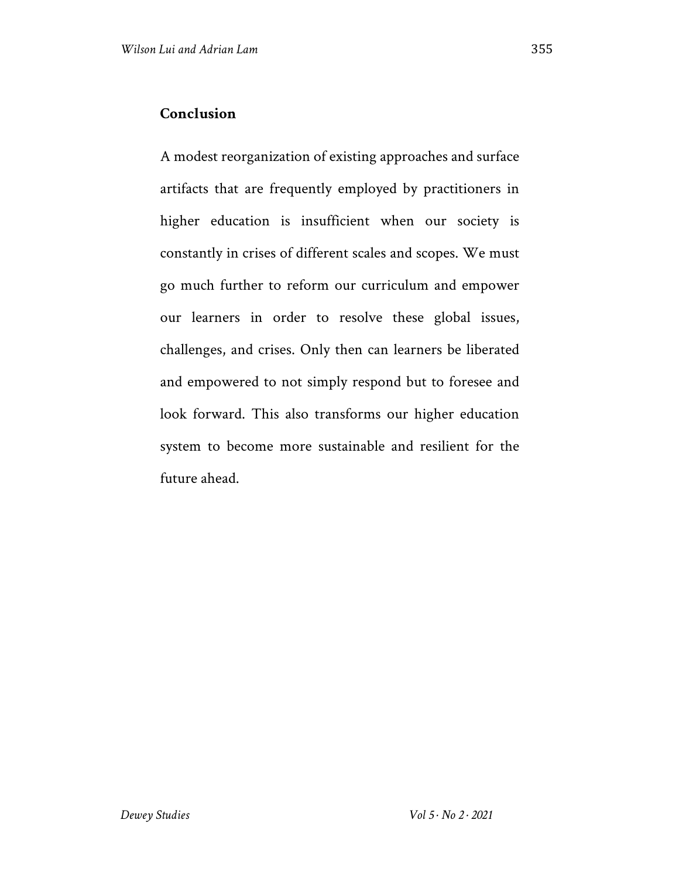## Conclusion

A modest reorganization of existing approaches and surface artifacts that are frequently employed by practitioners in higher education is insufficient when our society is constantly in crises of different scales and scopes. We must go much further to reform our curriculum and empower our learners in order to resolve these global issues, challenges, and crises. Only then can learners be liberated and empowered to not simply respond but to foresee and look forward. This also transforms our higher education system to become more sustainable and resilient for the future ahead.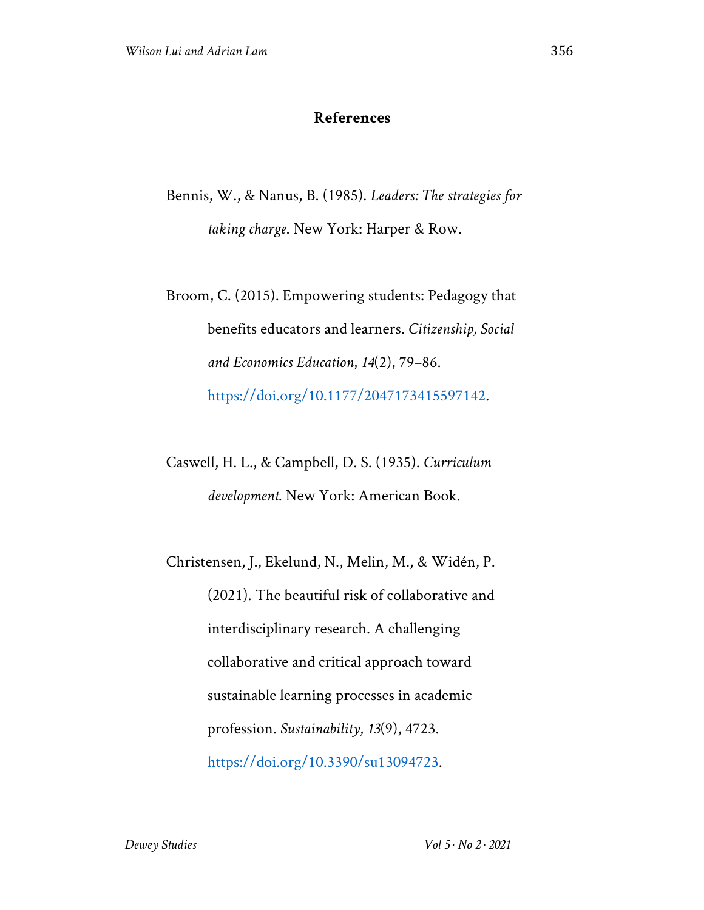## References

Bennis, W., & Nanus, B. (1985). *Leaders: The strategies for taking charge*. New York: Harper & Row.

Broom, C. (2015). Empowering students: Pedagogy that benefits educators and learners. *Citizenship, Social and Economics Education*, *14*(2), 79–86. https://doi.org/10.1177/2047173415597142.

Caswell, H. L., & Campbell, D. S. (1935). *Curriculum development*. New York: American Book.

Christensen, J., Ekelund, N., Melin, M., & Widén, P. (2021). The beautiful risk of collaborative and interdisciplinary research. A challenging collaborative and critical approach toward sustainable learning processes in academic profession. *Sustainability*, *13*(9), 4723. https://doi.org/10.3390/su13094723.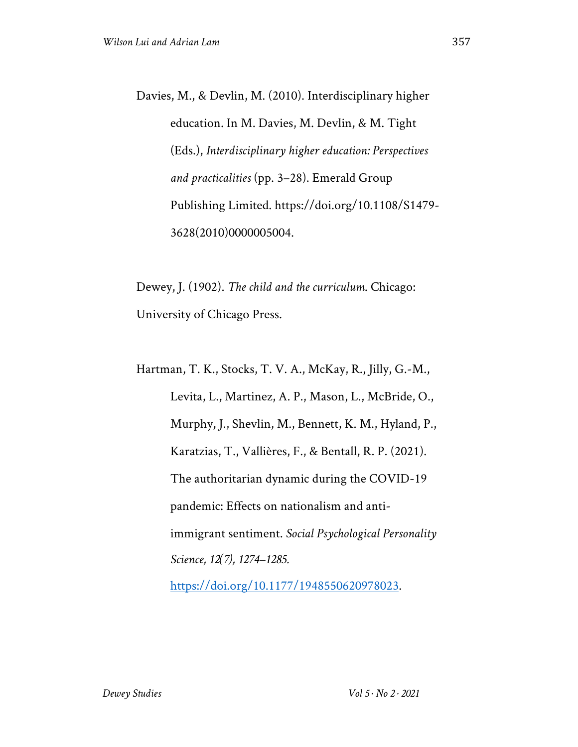Davies, M., & Devlin, M. (2010). Interdisciplinary higher education. In M. Davies, M. Devlin, & M. Tight (Eds.), *Interdisciplinary higher education: Perspectives and practicalities* (pp. 3–28). Emerald Group Publishing Limited. https://doi.org/10.1108/S1479-3628(2010)0000005004.

Dewey, J. (1902). *The child and the curriculum*. Chicago: University of Chicago Press.

Hartman, T. K., Stocks, T. V. A., McKay, R., Jilly, G.-M., Levita, L., Martinez, A. P., Mason, L., McBride, O., Murphy, J., Shevlin, M., Bennett, K. M., Hyland, P., Karatzias, T., Vallières, F., & Bentall, R. P. (2021). The authoritarian dynamic during the COVID-19 pandemic: Effects on nationalism and anti-immigrant sentiment. *Social Psychological Personality Science, 12(7), 1274–1285.* https://doi.org/10.1177/1948550620978023.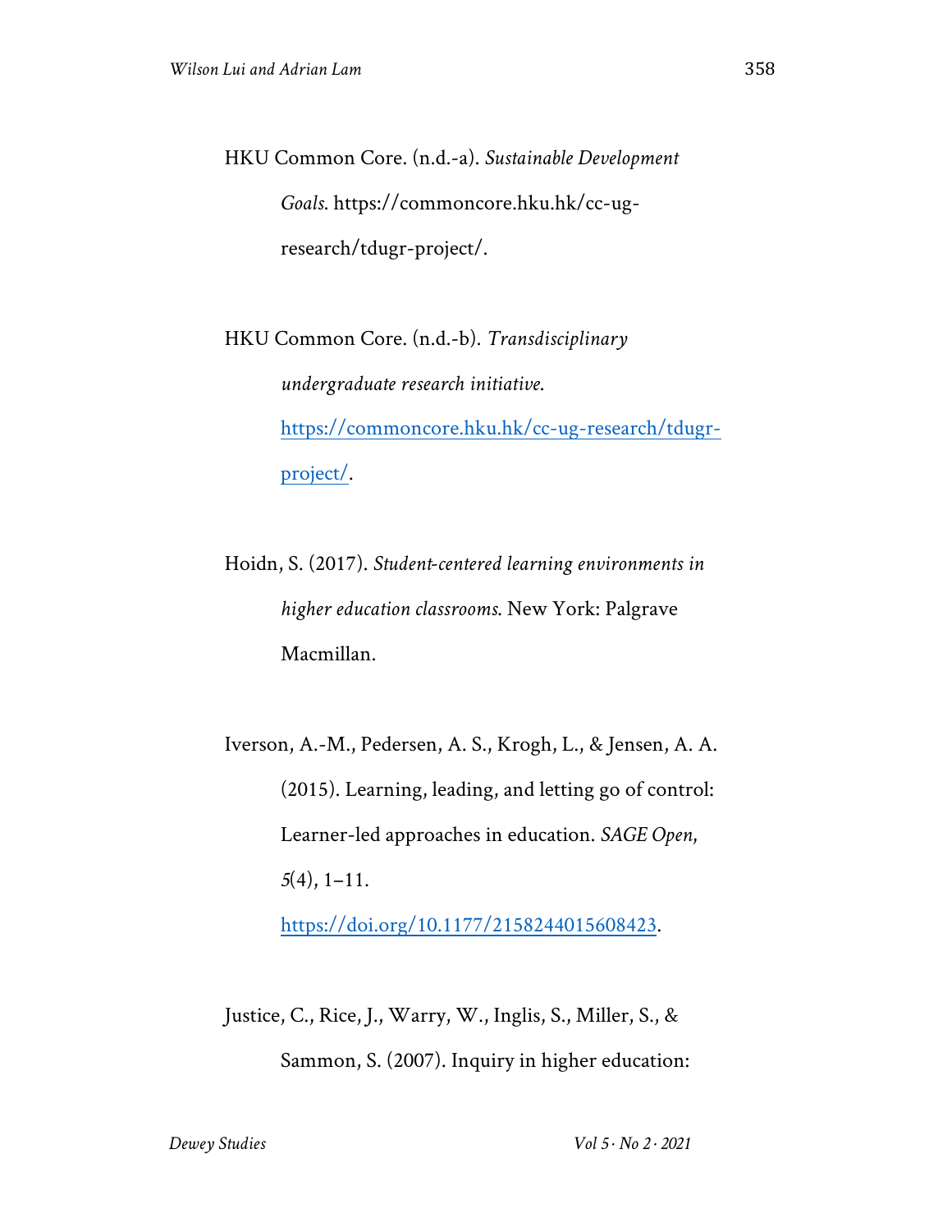HKU Common Core. (n.d.-a). *Sustainable Development Goals*. https://commoncore.hku.hk/cc-ug-research/tdugr-project/.

HKU Common Core. (n.d.-b). *Transdisciplinary undergraduate research initiative*. https://commoncore.hku.hk/cc-ug-research/tdugr-project/.

Hoidn, S. (2017). *Student-centered learning environments in higher education classrooms*. New York: Palgrave Macmillan.

Iverson, A.-M., Pedersen, A. S., Krogh, L., & Jensen, A. A. (2015). Learning, leading, and letting go of control: Learner-led approaches in education. *SAGE Open*, *5*(4), 1–11. https://doi.org/10.1177/2158244015608423.

Justice, C., Rice, J., Warry, W., Inglis, S., Miller, S., & Sammon, S. (2007). Inquiry in higher education: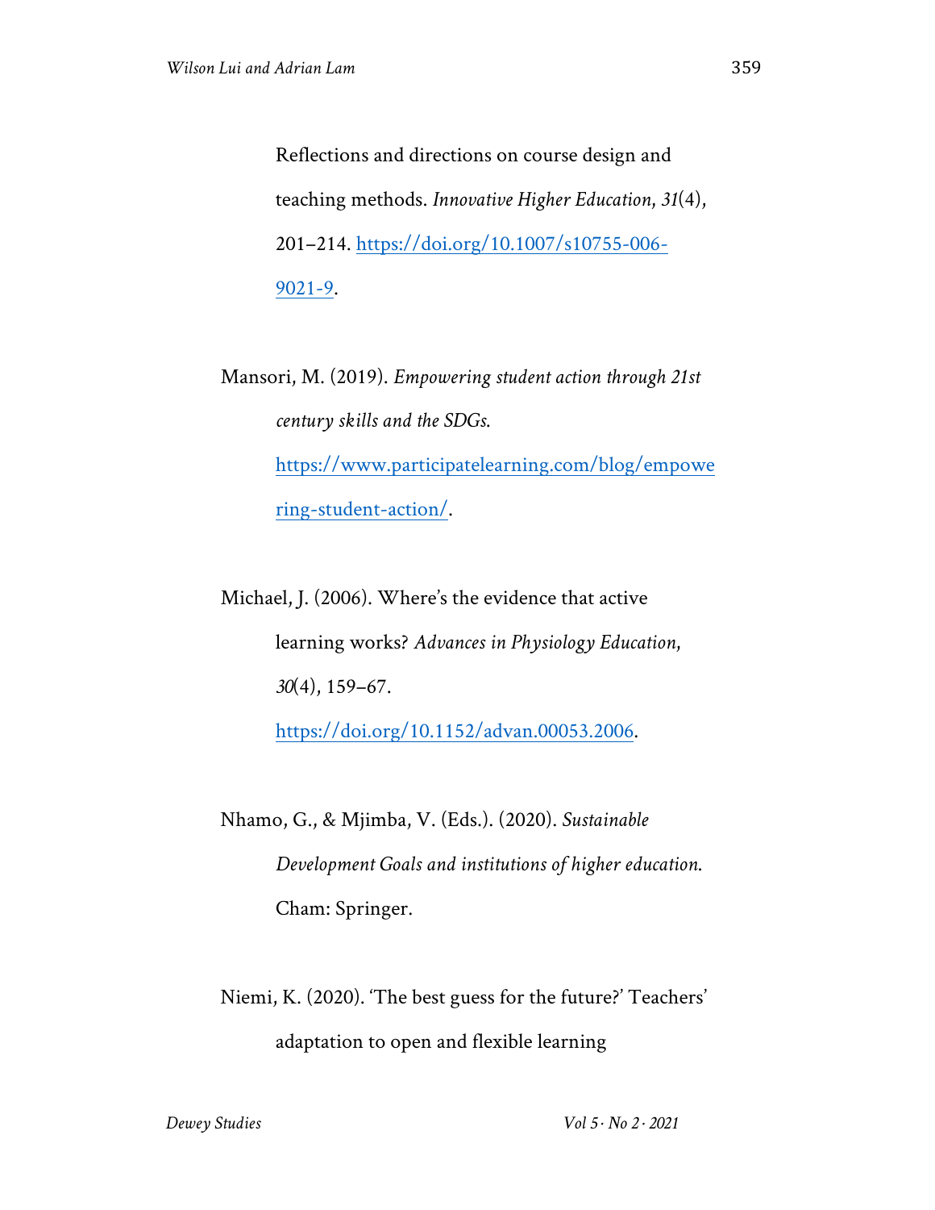Reflections and directions on course design and teaching methods. *Innovative Higher Education*, *31*(4), 201–214. https://doi.org/10.1007/s10755-006-9021-9.

Mansori, M. (2019). *Empowering student action through 21st century skills and the SDGs.* https://www.participatelearning.com/blog/empowering-student-action/.

Michael, J. (2006). Where's the evidence that active learning works? *Advances in Physiology Education*, *30*(4), 159–67. https://doi.org/10.1152/advan.00053.2006.

Nhamo, G., & Mjimba, V. (Eds.). (2020). *Sustainable Development Goals and institutions of higher education.* Cham: Springer.

Niemi, K. (2020). 'The best guess for the future?' Teachers' adaptation to open and flexible learning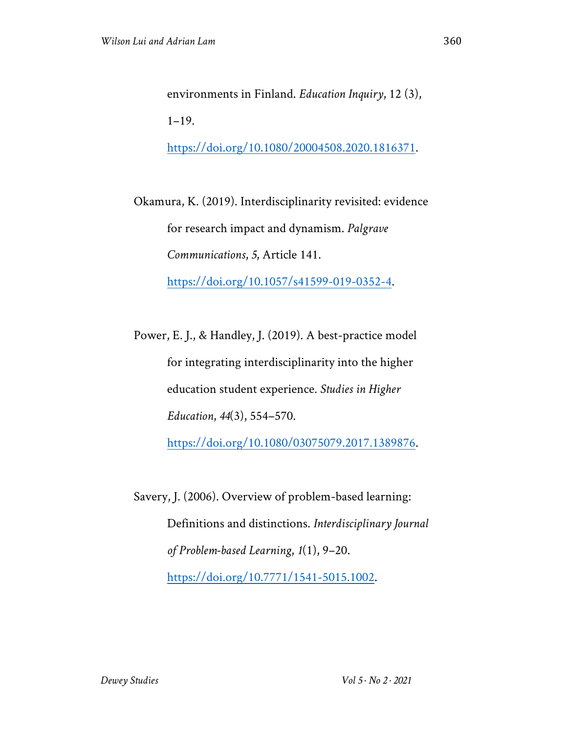environments in Finland. *Education Inquiry*, 12 (3), 1–19. https://doi.org/10.1080/20004508.2020.1816371.

Okamura, K. (2019). Interdisciplinarity revisited: evidence for research impact and dynamism. *Palgrave Communications*, *5*, Article 141. https://doi.org/10.1057/s41599-019-0352-4.

Power, E. J., & Handley, J. (2019). A best-practice model for integrating interdisciplinarity into the higher education student experience. *Studies in Higher Education*, *44*(3), 554–570. https://doi.org/10.1080/03075079.2017.1389876.

Savery, J. (2006). Overview of problem-based learning: Definitions and distinctions. *Interdisciplinary Journal of Problem-based Learning*, *1*(1), 9–20. https://doi.org/10.7771/1541-5015.1002.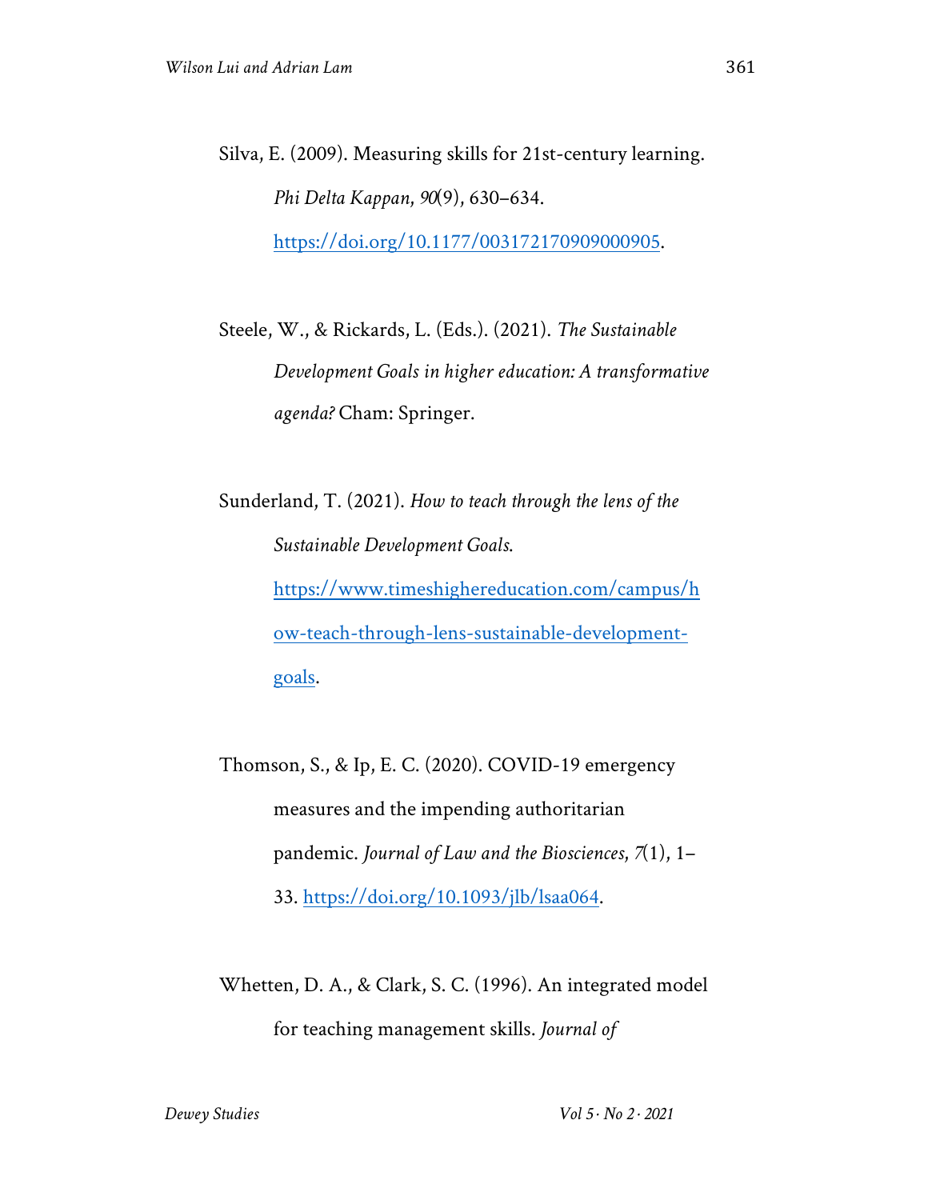Silva, E. (2009). Measuring skills for 21st-century learning. *Phi Delta Kappan*, *90*(9), 630–634. [https://doi.org/10.1177/003172170909000905](https://doi.org/10.1177/003172170909000905).

Steele, W., & Rickards, L. (Eds.). (2021). *The Sustainable Development Goals in higher education: A transformative agenda?* Cham: Springer.

Sunderland, T. (2021). *How to teach through the lens of the Sustainable Development Goals.* [https://www.timeshighereducation.com/campus/how-teach-through-lens-sustainable-development-goals](https://www.timeshighereducation.com/campus/how-teach-through-lens-sustainable-development-goals).

Thomson, S., & Ip, E. C. (2020). COVID-19 emergency measures and the impending authoritarian pandemic. *Journal of Law and the Biosciences*, *7*(1), 1–33. [https://doi.org/10.1093/jlb/lsaa064](https://doi.org/10.1093/jlb/lsaa064).

Whetten, D. A., & Clark, S. C. (1996). An integrated model for teaching management skills. *Journal of*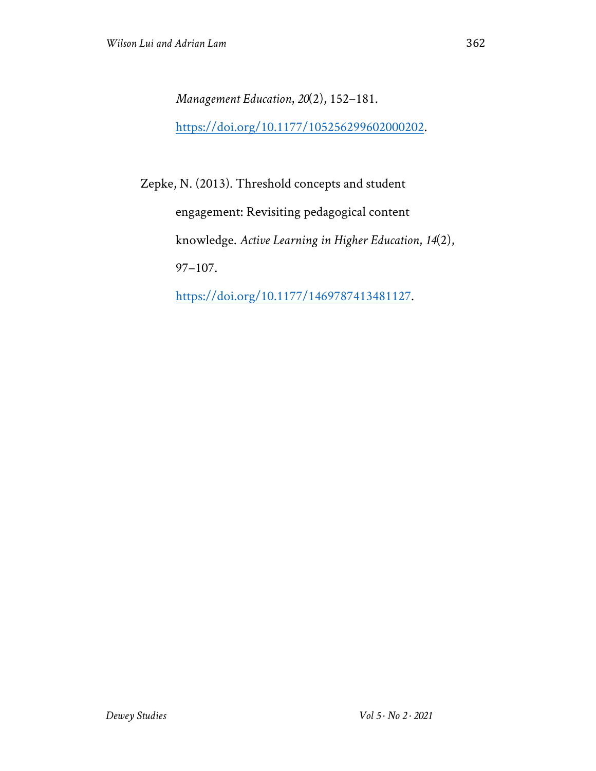*Management Education, 20*(2), 152–181. https://doi.org/10.1177/105256299602000202.

Zepke, N. (2013). Threshold concepts and student engagement: Revisiting pedagogical content knowledge. *Active Learning in Higher Education, 14*(2), 97–107. https://doi.org/10.1177/1469787413481127.